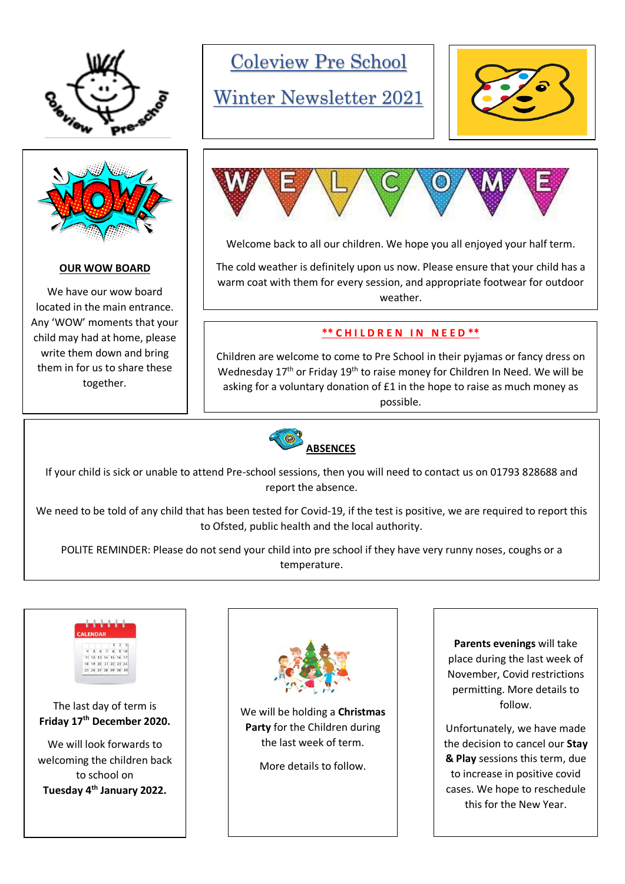# Coleview Pre School

# Winter Newsletter 2021

## OUR WOW BOARD

We have our wow board located in the main entrance. Any 'WOW' moments that your child may had at home, please write them down and bring them in for us to share these together.

## WELCOME

Welcome back to all our children. We hope you all enjoyed your half term.

The cold weather is definitely upon us now. Please ensure that your child has a warm coat with them for every session, and appropriate footwear for outdoor weather.

## **CHILDREN IN NEED**

Children are welcome to come to Pre School in their pyjamas or fancy dress on Wednesday 17th or Friday 19th to raise money for Children In Need. We will be asking for a voluntary donation of £1 in the hope to raise as much money as possible.

## ABSENCES

If your child is sick or unable to attend Pre-school sessions, then you will need to contact us on 01793 828688 and report the absence.

We need to be told of any child that has been tested for Covid-19, if the test is positive, we are required to report this to Ofsted, public health and the local authority.

POLITE REMINDER: Please do not send your child into pre school if they have very runny noses, coughs or a temperature.

The last day of term is **Friday 17th December 2020.**

We will look forwards to welcoming the children back to school on **Tuesday 4th January 2022.**

We will be holding a **Christmas Party** for the Children during the last week of term.

More details to follow.

**Parents evenings** will take place during the last week of November, Covid restrictions permitting. More details to follow.

Unfortunately, we have made the decision to cancel our **Stay & Play** sessions this term, due to increase in positive covid cases. We hope to reschedule this for the New Year.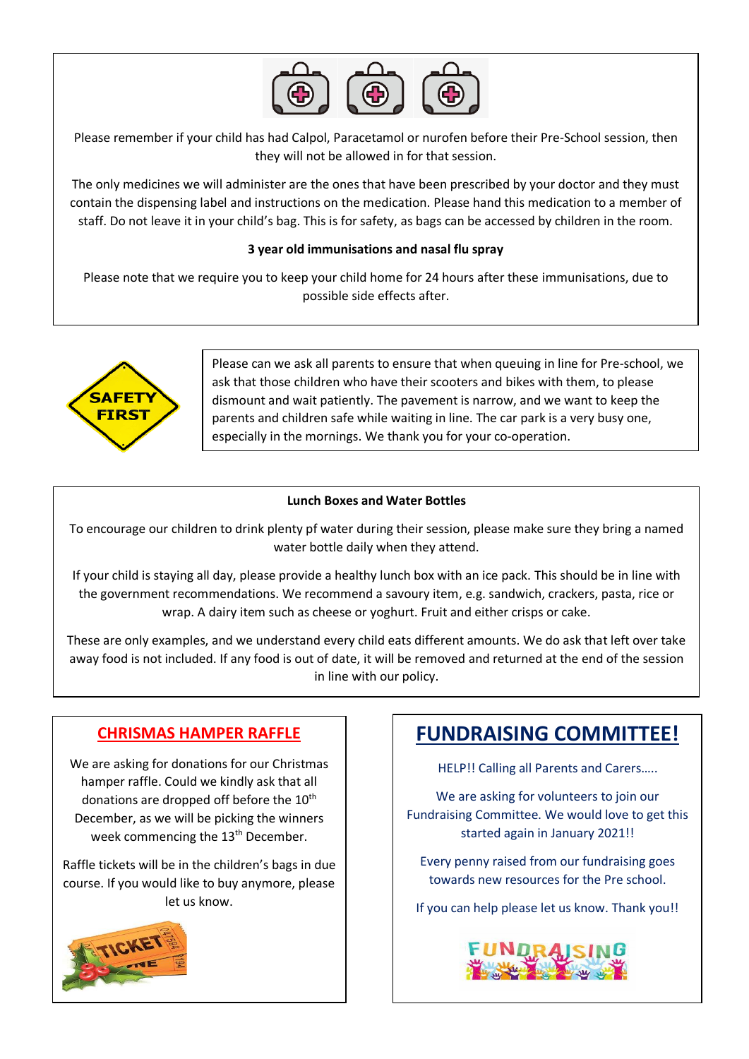Please remember if your child has had Calpol, Paracetamol or nurofen before their Pre-School session, then they will not be allowed in for that session.

The only medicines we will administer are the ones that have been prescribed by your doctor and they must contain the dispensing label and instructions on the medication. Please hand this medication to a member of staff. Do not leave it in your child's bag. This is for safety, as bags can be accessed by children in the room.

**3 year old immunisations and nasal flu spray**

Please note that we require you to keep your child home for 24 hours after these immunisations, due to possible side effects after.

Please can we ask all parents to ensure that when queuing in line for Pre-school, we ask that those children who have their scooters and bikes with them, to please dismount and wait patiently. The pavement is narrow, and we want to keep the parents and children safe while waiting in line. The car park is a very busy one, especially in the mornings. We thank you for your co-operation.

**Lunch Boxes and Water Bottles**

To encourage our children to drink plenty pf water during their session, please make sure they bring a named water bottle daily when they attend.

If your child is staying all day, please provide a healthy lunch box with an ice pack. This should be in line with the government recommendations. We recommend a savoury item, e.g. sandwich, crackers, pasta, rice or wrap. A dairy item such as cheese or yoghurt. Fruit and either crisps or cake.

These are only examples, and we understand every child eats different amounts. We do ask that left over take away food is not included. If any food is out of date, it will be removed and returned at the end of the session in line with our policy.

## CHRISMAS HAMPER RAFFLE

We are asking for donations for our Christmas hamper raffle. Could we kindly ask that all donations are dropped off before the 10th December, as we will be picking the winners week commencing the 13th December.

Raffle tickets will be in the children's bags in due course. If you would like to buy anymore, please let us know.

## FUNDRAISING COMMITTEE!

HELP!! Calling all Parents and Carers…..

We are asking for volunteers to join our Fundraising Committee. We would love to get this started again in January 2021!!

Every penny raised from our fundraising goes towards new resources for the Pre school.

If you can help please let us know. Thank you!!